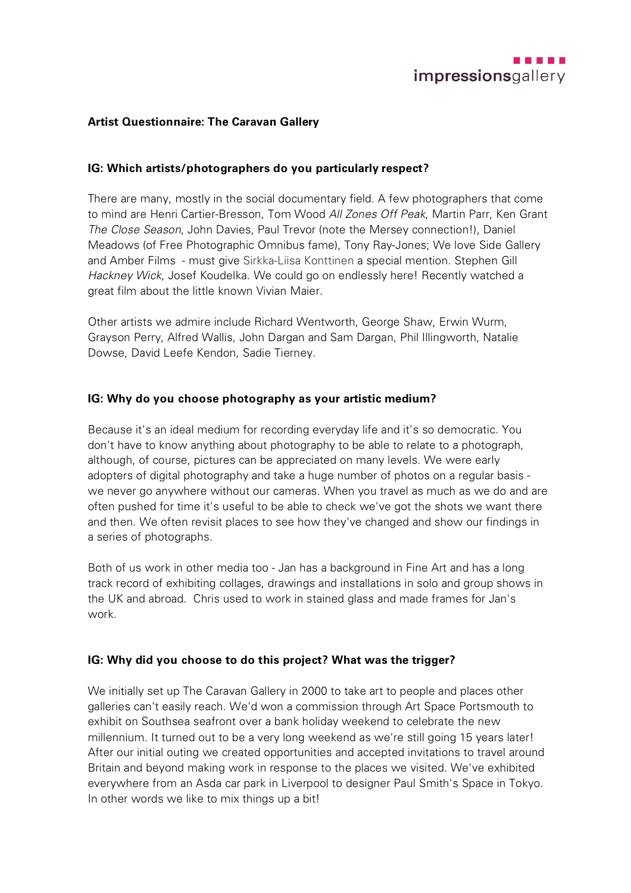**Artist Questionnaire: The Caravan Gallery**

**IG: Which artists/photographers do you particularly respect?**

There are many, mostly in the social documentary field. A few photographers that come to mind are Henri Cartier-Bresson, Tom Wood *All Zones Off Peak*, Martin Parr, Ken Grant *The Close Season*, John Davies, Paul Trevor (note the Mersey connection!), Daniel Meadows (of Free Photographic Omnibus fame), Tony Ray-Jones; We love Side Gallery and Amber Films - must give Sirkka-Liisa Konttinen a special mention. Stephen Gill *Hackney Wick*, Josef Koudelka. We could go on endlessly here! Recently watched a great film about the little known Vivian Maier.

Other artists we admire include Richard Wentworth, George Shaw, Erwin Wurm, Grayson Perry, Alfred Wallis, John Dargan and Sam Dargan, Phil Illingworth, Natalie Dowse, David Leefe Kendon, Sadie Tierney.

**IG: Why do you choose photography as your artistic medium?**

Because it's an ideal medium for recording everyday life and it's so democratic. You don't have to know anything about photography to be able to relate to a photograph, although, of course, pictures can be appreciated on many levels. We were early adopters of digital photography and take a huge number of photos on a regular basis - we never go anywhere without our cameras. When you travel as much as we do and are often pushed for time it's useful to be able to check we've got the shots we want there and then. We often revisit places to see how they've changed and show our findings in a series of photographs.

Both of us work in other media too - Jan has a background in Fine Art and has a long track record of exhibiting collages, drawings and installations in solo and group shows in the UK and abroad. Chris used to work in stained glass and made frames for Jan's work.

**IG: Why did you choose to do this project? What was the trigger?**

We initially set up The Caravan Gallery in 2000 to take art to people and places other galleries can't easily reach. We'd won a commission through Art Space Portsmouth to exhibit on Southsea seafront over a bank holiday weekend to celebrate the new millennium. It turned out to be a very long weekend as we're still going 15 years later! After our initial outing we created opportunities and accepted invitations to travel around Britain and beyond making work in response to the places we visited. We've exhibited everywhere from an Asda car park in Liverpool to designer Paul Smith's Space in Tokyo. In other words we like to mix things up a bit!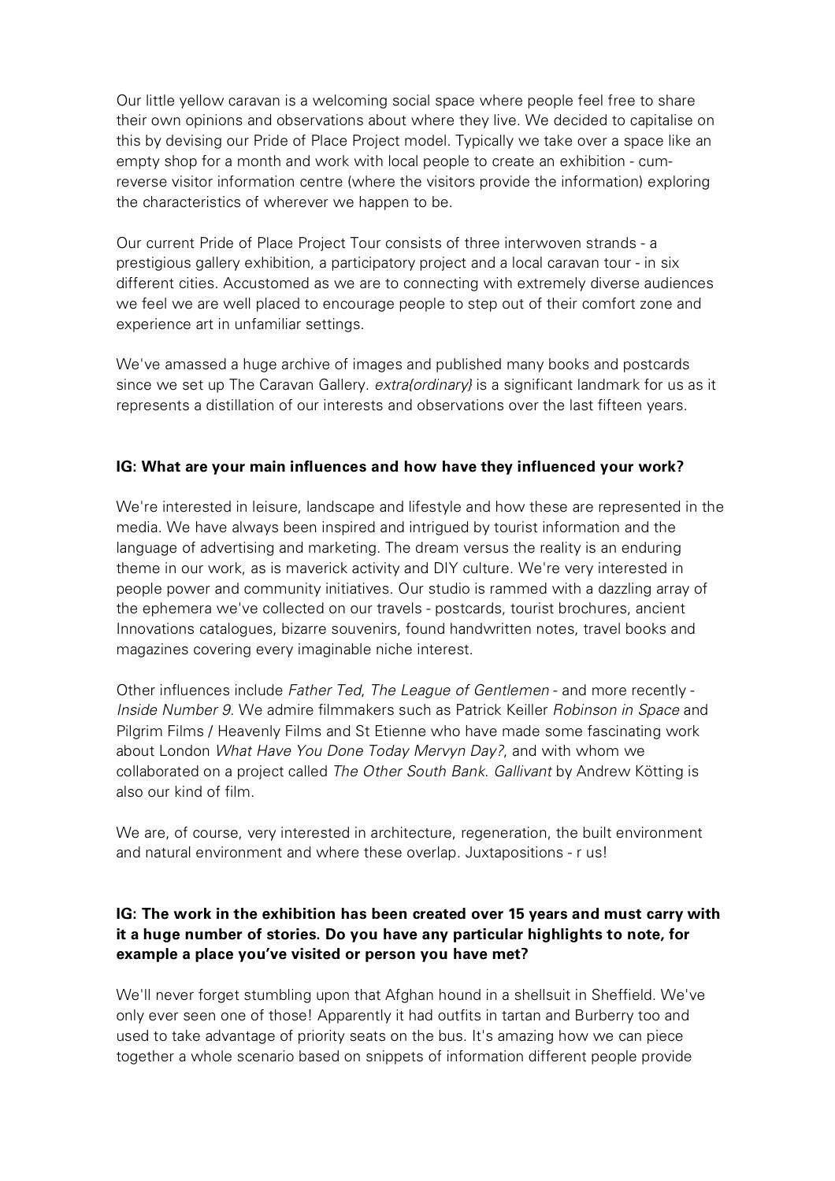Our little yellow caravan is a welcoming social space where people feel free to share their own opinions and observations about where they live. We decided to capitalise on this by devising our Pride of Place Project model. Typically we take over a space like an empty shop for a month and work with local people to create an exhibition - cum-reverse visitor information centre (where the visitors provide the information) exploring the characteristics of wherever we happen to be.

Our current Pride of Place Project Tour consists of three interwoven strands - a prestigious gallery exhibition, a participatory project and a local caravan tour - in six different cities. Accustomed as we are to connecting with extremely diverse audiences we feel we are well placed to encourage people to step out of their comfort zone and experience art in unfamiliar settings.

We've amassed a huge archive of images and published many books and postcards since we set up The Caravan Gallery. *extra{ordinary}* is a significant landmark for us as it represents a distillation of our interests and observations over the last fifteen years.

**IG: What are your main influences and how have they influenced your work?**

We're interested in leisure, landscape and lifestyle and how these are represented in the media. We have always been inspired and intrigued by tourist information and the language of advertising and marketing. The dream versus the reality is an enduring theme in our work, as is maverick activity and DIY culture. We're very interested in people power and community initiatives. Our studio is rammed with a dazzling array of the ephemera we've collected on our travels - postcards, tourist brochures, ancient Innovations catalogues, bizarre souvenirs, found handwritten notes, travel books and magazines covering every imaginable niche interest.

Other influences include *Father Ted*, *The League of Gentlemen* - and more recently - *Inside Number 9*. We admire filmmakers such as Patrick Keiller *Robinson in Space* and Pilgrim Films / Heavenly Films and St Etienne who have made some fascinating work about London *What Have You Done Today Mervyn Day?*, and with whom we collaborated on a project called *The Other South Bank*. *Gallivant* by Andrew Kötting is also our kind of film.

We are, of course, very interested in architecture, regeneration, the built environment and natural environment and where these overlap. Juxtapositions - r us!

**IG: The work in the exhibition has been created over 15 years and must carry with it a huge number of stories. Do you have any particular highlights to note, for example a place you've visited or person you have met?**

We'll never forget stumbling upon that Afghan hound in a shellsuit in Sheffield. We've only ever seen one of those! Apparently it had outfits in tartan and Burberry too and used to take advantage of priority seats on the bus. It's amazing how we can piece together a whole scenario based on snippets of information different people provide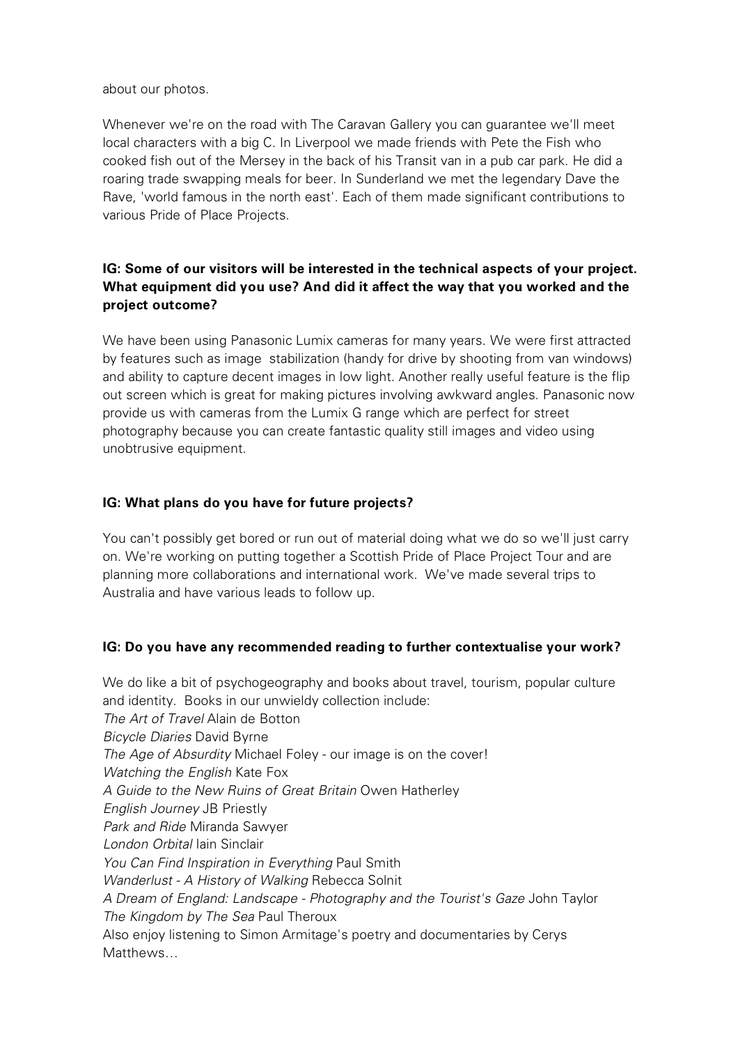about our photos.

Whenever we're on the road with The Caravan Gallery you can guarantee we'll meet local characters with a big C. In Liverpool we made friends with Pete the Fish who cooked fish out of the Mersey in the back of his Transit van in a pub car park. He did a roaring trade swapping meals for beer. In Sunderland we met the legendary Dave the Rave, 'world famous in the north east'. Each of them made significant contributions to various Pride of Place Projects.

**IG: Some of our visitors will be interested in the technical aspects of your project. What equipment did you use? And did it affect the way that you worked and the project outcome?**

We have been using Panasonic Lumix cameras for many years. We were first attracted by features such as image stabilization (handy for drive by shooting from van windows) and ability to capture decent images in low light. Another really useful feature is the flip out screen which is great for making pictures involving awkward angles. Panasonic now provide us with cameras from the Lumix G range which are perfect for street photography because you can create fantastic quality still images and video using unobtrusive equipment.

**IG: What plans do you have for future projects?**

You can't possibly get bored or run out of material doing what we do so we'll just carry on. We're working on putting together a Scottish Pride of Place Project Tour and are planning more collaborations and international work. We've made several trips to Australia and have various leads to follow up.

**IG: Do you have any recommended reading to further contextualise your work?**

We do like a bit of psychogeography and books about travel, tourism, popular culture and identity. Books in our unwieldy collection include:
*The Art of Travel* Alain de Botton
*Bicycle Diaries* David Byrne
*The Age of Absurdity* Michael Foley - our image is on the cover!
*Watching the English* Kate Fox
*A Guide to the New Ruins of Great Britain* Owen Hatherley
*English Journey* JB Priestly
*Park and Ride* Miranda Sawyer
*London Orbital* Iain Sinclair
*You Can Find Inspiration in Everything* Paul Smith
*Wanderlust - A History of Walking* Rebecca Solnit
*A Dream of England: Landscape - Photography and the Tourist's Gaze* John Taylor
*The Kingdom by The Sea* Paul Theroux
Also enjoy listening to Simon Armitage's poetry and documentaries by Cerys Matthews…